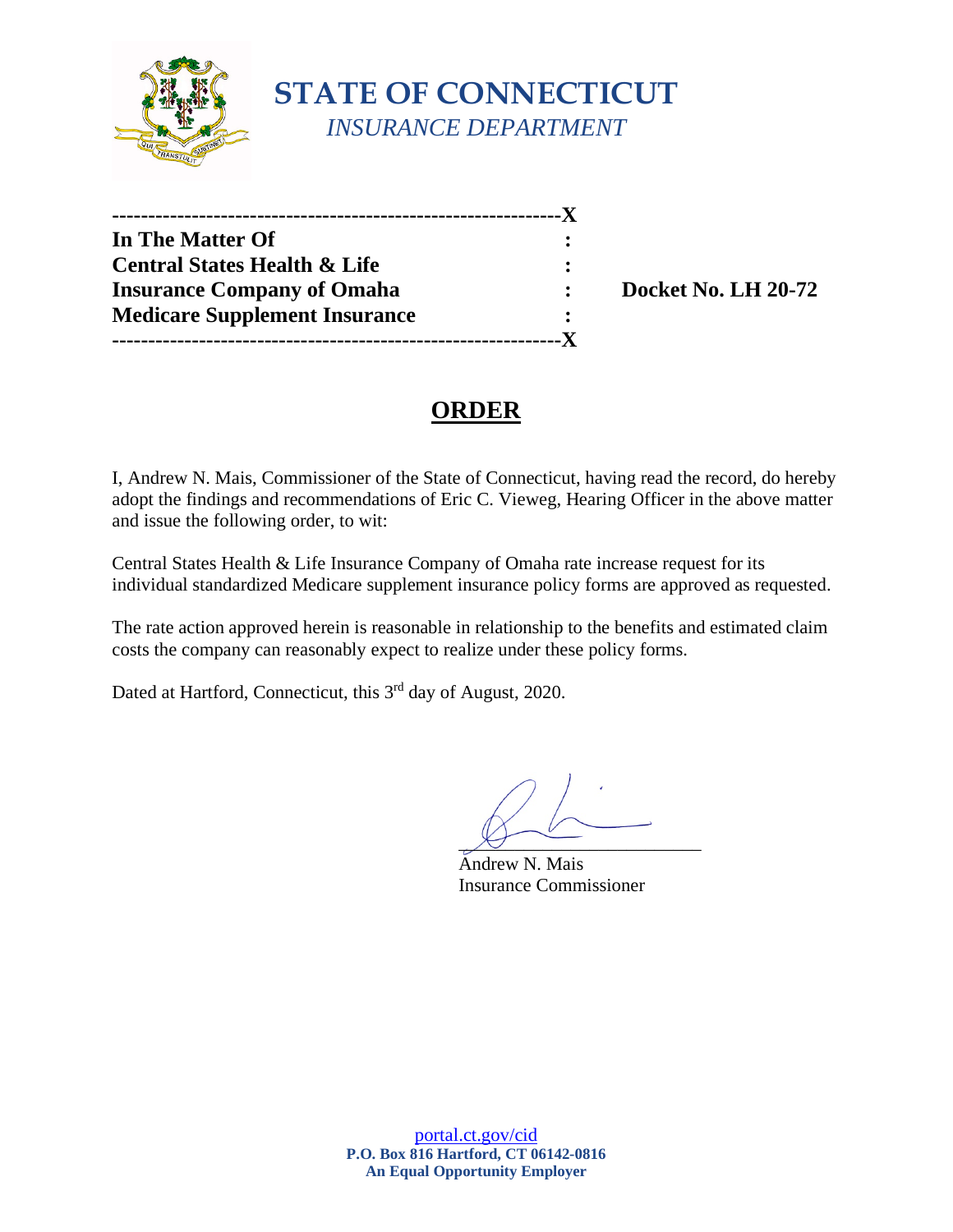# STATE OF CONNECTICUT

*INSURANCE DEPARTMENT*

---

**In The Matter Of** :
**Central States Health & Life** :
**Insurance Company of Omaha** : **Docket No. LH 20-72**
**Medicare Supplement Insurance** :

---

## ORDER

I, Andrew N. Mais, Commissioner of the State of Connecticut, having read the record, do hereby adopt the findings and recommendations of Eric C. Vieweg, Hearing Officer in the above matter and issue the following order, to wit:

Central States Health & Life Insurance Company of Omaha rate increase request for its individual standardized Medicare supplement insurance policy forms are approved as requested.

The rate action approved herein is reasonable in relationship to the benefits and estimated claim costs the company can reasonably expect to realize under these policy forms.

Dated at Hartford, Connecticut, this 3rd day of August, 2020.

Andrew N. Mais
Insurance Commissioner

portal.ct.gov/cid
**P.O. Box 816 Hartford, CT 06142-0816**
**An Equal Opportunity Employer**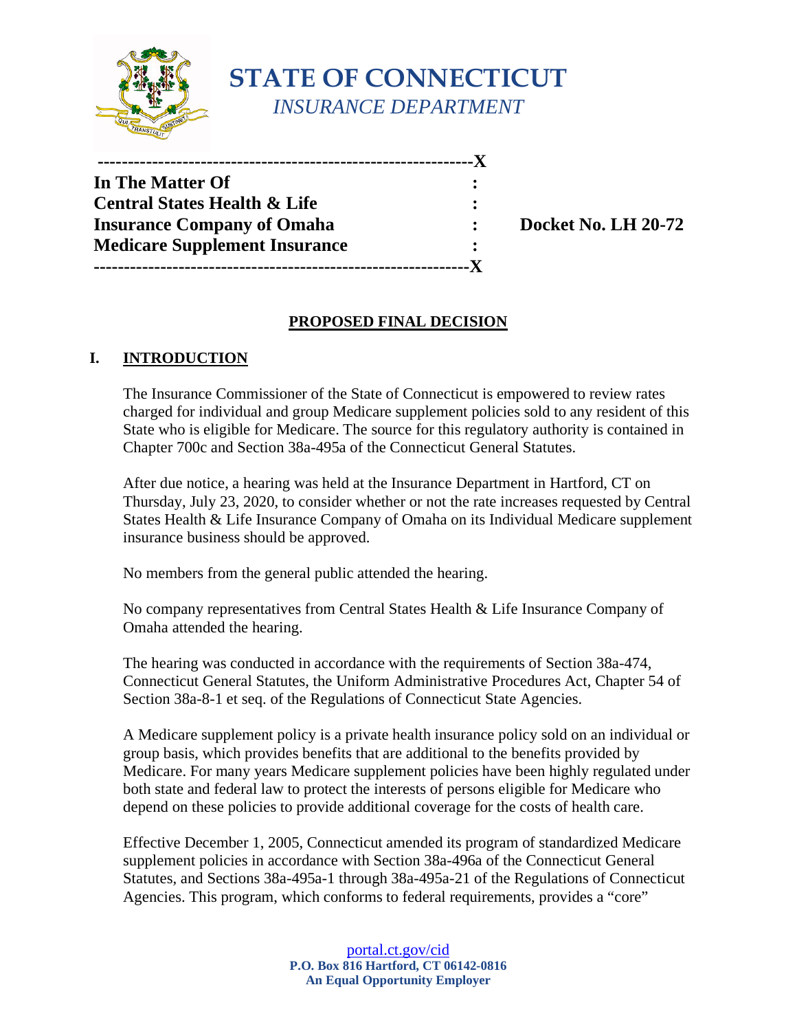# STATE OF CONNECTICUT

*INSURANCE DEPARTMENT*

| | | |
|---|---|---|
| **In The Matter Of** | **:** | |
| **Central States Health & Life** | **:** | |
| **Insurance Company of Omaha** | **:** | **Docket No. LH 20-72** |
| **Medicare Supplement Insurance** | **:** | |

## PROPOSED FINAL DECISION

## I. INTRODUCTION

The Insurance Commissioner of the State of Connecticut is empowered to review rates charged for individual and group Medicare supplement policies sold to any resident of this State who is eligible for Medicare. The source for this regulatory authority is contained in Chapter 700c and Section 38a-495a of the Connecticut General Statutes.

After due notice, a hearing was held at the Insurance Department in Hartford, CT on Thursday, July 23, 2020, to consider whether or not the rate increases requested by Central States Health & Life Insurance Company of Omaha on its Individual Medicare supplement insurance business should be approved.

No members from the general public attended the hearing.

No company representatives from Central States Health & Life Insurance Company of Omaha attended the hearing.

The hearing was conducted in accordance with the requirements of Section 38a-474, Connecticut General Statutes, the Uniform Administrative Procedures Act, Chapter 54 of Section 38a-8-1 et seq. of the Regulations of Connecticut State Agencies.

A Medicare supplement policy is a private health insurance policy sold on an individual or group basis, which provides benefits that are additional to the benefits provided by Medicare. For many years Medicare supplement policies have been highly regulated under both state and federal law to protect the interests of persons eligible for Medicare who depend on these policies to provide additional coverage for the costs of health care.

Effective December 1, 2005, Connecticut amended its program of standardized Medicare supplement policies in accordance with Section 38a-496a of the Connecticut General Statutes, and Sections 38a-495a-1 through 38a-495a-21 of the Regulations of Connecticut Agencies. This program, which conforms to federal requirements, provides a "core"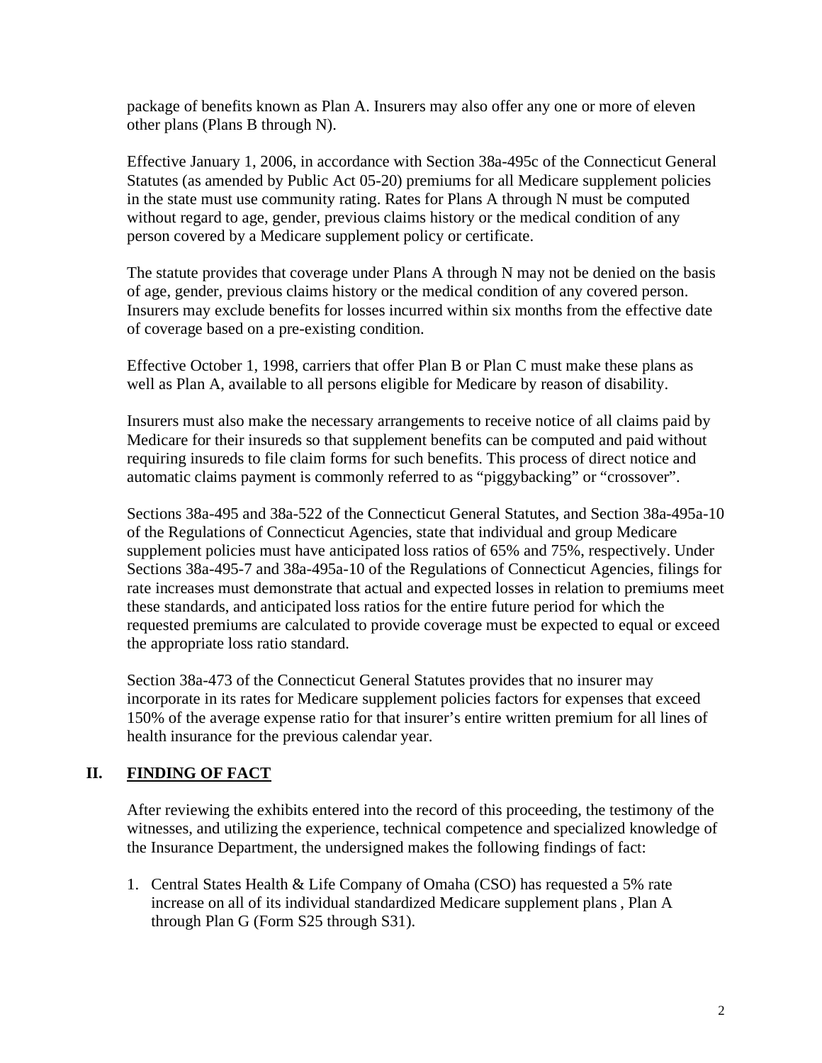package of benefits known as Plan A. Insurers may also offer any one or more of eleven other plans (Plans B through N).

Effective January 1, 2006, in accordance with Section 38a-495c of the Connecticut General Statutes (as amended by Public Act 05-20) premiums for all Medicare supplement policies in the state must use community rating. Rates for Plans A through N must be computed without regard to age, gender, previous claims history or the medical condition of any person covered by a Medicare supplement policy or certificate.

The statute provides that coverage under Plans A through N may not be denied on the basis of age, gender, previous claims history or the medical condition of any covered person. Insurers may exclude benefits for losses incurred within six months from the effective date of coverage based on a pre-existing condition.

Effective October 1, 1998, carriers that offer Plan B or Plan C must make these plans as well as Plan A, available to all persons eligible for Medicare by reason of disability.

Insurers must also make the necessary arrangements to receive notice of all claims paid by Medicare for their insureds so that supplement benefits can be computed and paid without requiring insureds to file claim forms for such benefits. This process of direct notice and automatic claims payment is commonly referred to as "piggybacking" or "crossover".

Sections 38a-495 and 38a-522 of the Connecticut General Statutes, and Section 38a-495a-10 of the Regulations of Connecticut Agencies, state that individual and group Medicare supplement policies must have anticipated loss ratios of 65% and 75%, respectively. Under Sections 38a-495-7 and 38a-495a-10 of the Regulations of Connecticut Agencies, filings for rate increases must demonstrate that actual and expected losses in relation to premiums meet these standards, and anticipated loss ratios for the entire future period for which the requested premiums are calculated to provide coverage must be expected to equal or exceed the appropriate loss ratio standard.

Section 38a-473 of the Connecticut General Statutes provides that no insurer may incorporate in its rates for Medicare supplement policies factors for expenses that exceed 150% of the average expense ratio for that insurer's entire written premium for all lines of health insurance for the previous calendar year.

## II. FINDING OF FACT

After reviewing the exhibits entered into the record of this proceeding, the testimony of the witnesses, and utilizing the experience, technical competence and specialized knowledge of the Insurance Department, the undersigned makes the following findings of fact:

1. Central States Health & Life Company of Omaha (CSO) has requested a 5% rate increase on all of its individual standardized Medicare supplement plans , Plan A through Plan G (Form S25 through S31).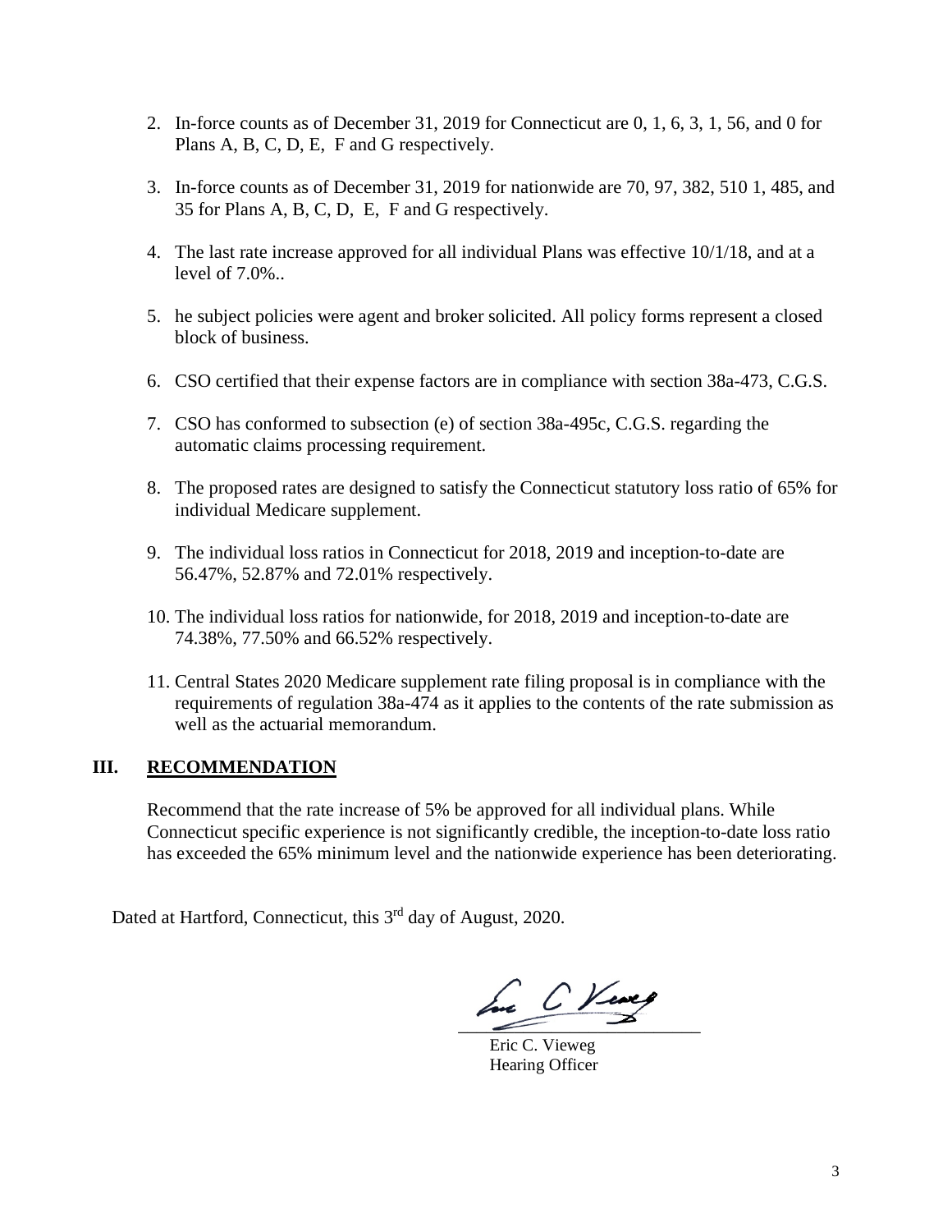2. In-force counts as of December 31, 2019 for Connecticut are 0, 1, 6, 3, 1, 56, and 0 for Plans A, B, C, D, E, F and G respectively.

3. In-force counts as of December 31, 2019 for nationwide are 70, 97, 382, 510 1, 485, and 35 for Plans A, B, C, D, E, F and G respectively.

4. The last rate increase approved for all individual Plans was effective 10/1/18, and at a level of 7.0%..

5. he subject policies were agent and broker solicited. All policy forms represent a closed block of business.

6. CSO certified that their expense factors are in compliance with section 38a-473, C.G.S.

7. CSO has conformed to subsection (e) of section 38a-495c, C.G.S. regarding the automatic claims processing requirement.

8. The proposed rates are designed to satisfy the Connecticut statutory loss ratio of 65% for individual Medicare supplement.

9. The individual loss ratios in Connecticut for 2018, 2019 and inception-to-date are 56.47%, 52.87% and 72.01% respectively.

10. The individual loss ratios for nationwide, for 2018, 2019 and inception-to-date are 74.38%, 77.50% and 66.52% respectively.

11. Central States 2020 Medicare supplement rate filing proposal is in compliance with the requirements of regulation 38a-474 as it applies to the contents of the rate submission as well as the actuarial memorandum.

## III. RECOMMENDATION

Recommend that the rate increase of 5% be approved for all individual plans. While Connecticut specific experience is not significantly credible, the inception-to-date loss ratio has exceeded the 65% minimum level and the nationwide experience has been deteriorating.

Dated at Hartford, Connecticut, this 3rd day of August, 2020.

Eric C. Vieweg
Hearing Officer